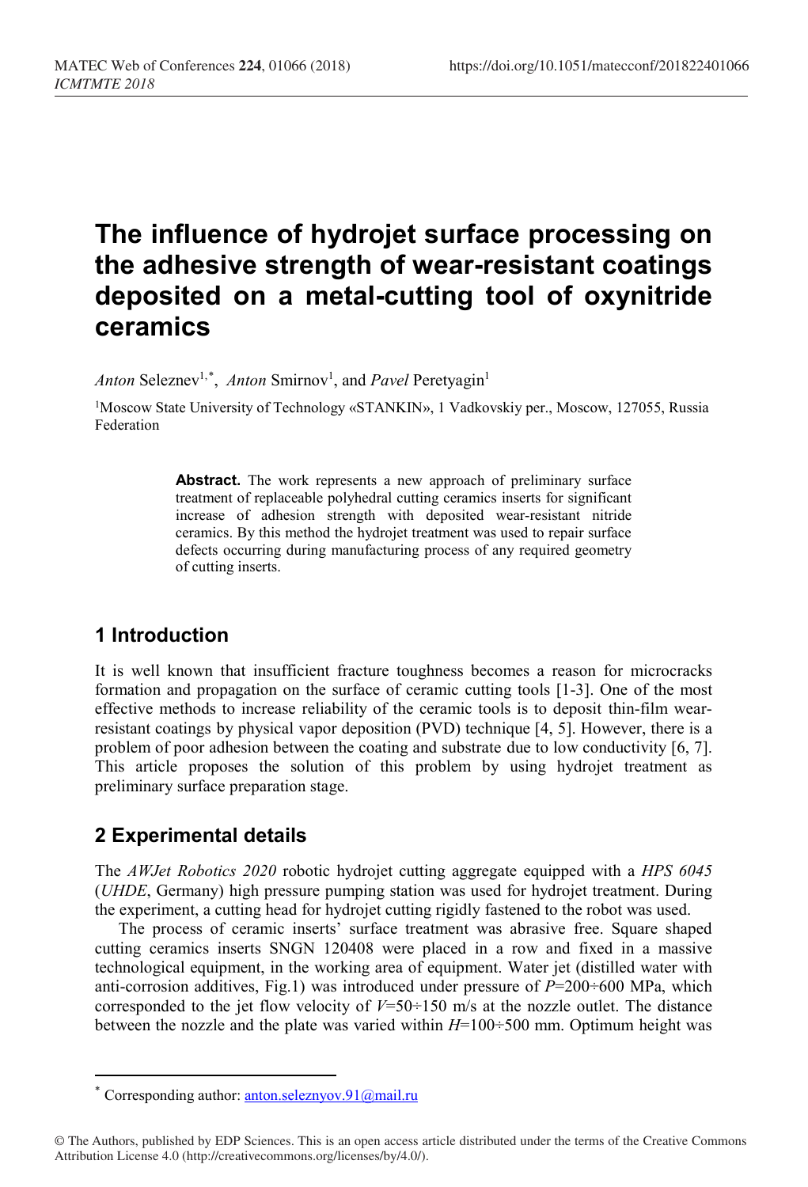# The influence of hydrojet surface processing on the adhesive strength of wear-resistant coatings deposited on a metal-cutting tool of oxynitride ceramics

*Anton* Seleznev[1,*], *Anton* Smirnov[1], and *Pavel* Peretyagin[1]

[1]Moscow State University of Technology «STANKIN», 1 Vadkovskiy per., Moscow, 127055, Russia Federation

**Abstract.** The work represents a new approach of preliminary surface treatment of replaceable polyhedral cutting ceramics inserts for significant increase of adhesion strength with deposited wear-resistant nitride ceramics. By this method the hydrojet treatment was used to repair surface defects occurring during manufacturing process of any required geometry of cutting inserts.

## 1 Introduction

It is well known that insufficient fracture toughness becomes a reason for microcracks formation and propagation on the surface of ceramic cutting tools [1-3]. One of the most effective methods to increase reliability of the ceramic tools is to deposit thin-film wear-resistant coatings by physical vapor deposition (PVD) technique [4, 5]. However, there is a problem of poor adhesion between the coating and substrate due to low conductivity [6, 7]. This article proposes the solution of this problem by using hydrojet treatment as preliminary surface preparation stage.

## 2 Experimental details

The *AWJet Robotics 2020* robotic hydrojet cutting aggregate equipped with a *HPS 6045* (*UHDE*, Germany) high pressure pumping station was used for hydrojet treatment. During the experiment, a cutting head for hydrojet cutting rigidly fastened to the robot was used.

The process of ceramic inserts' surface treatment was abrasive free. Square shaped cutting ceramics inserts SNGN 120408 were placed in a row and fixed in a massive technological equipment, in the working area of equipment. Water jet (distilled water with anti-corrosion additives, Fig.1) was introduced under pressure of $P$=200÷600 MPa, which corresponded to the jet flow velocity of $V$=50÷150 m/s at the nozzle outlet. The distance between the nozzle and the plate was varied within $H$=100÷500 mm. Optimum height was

* Corresponding author: anton.seleznyov.91@mail.ru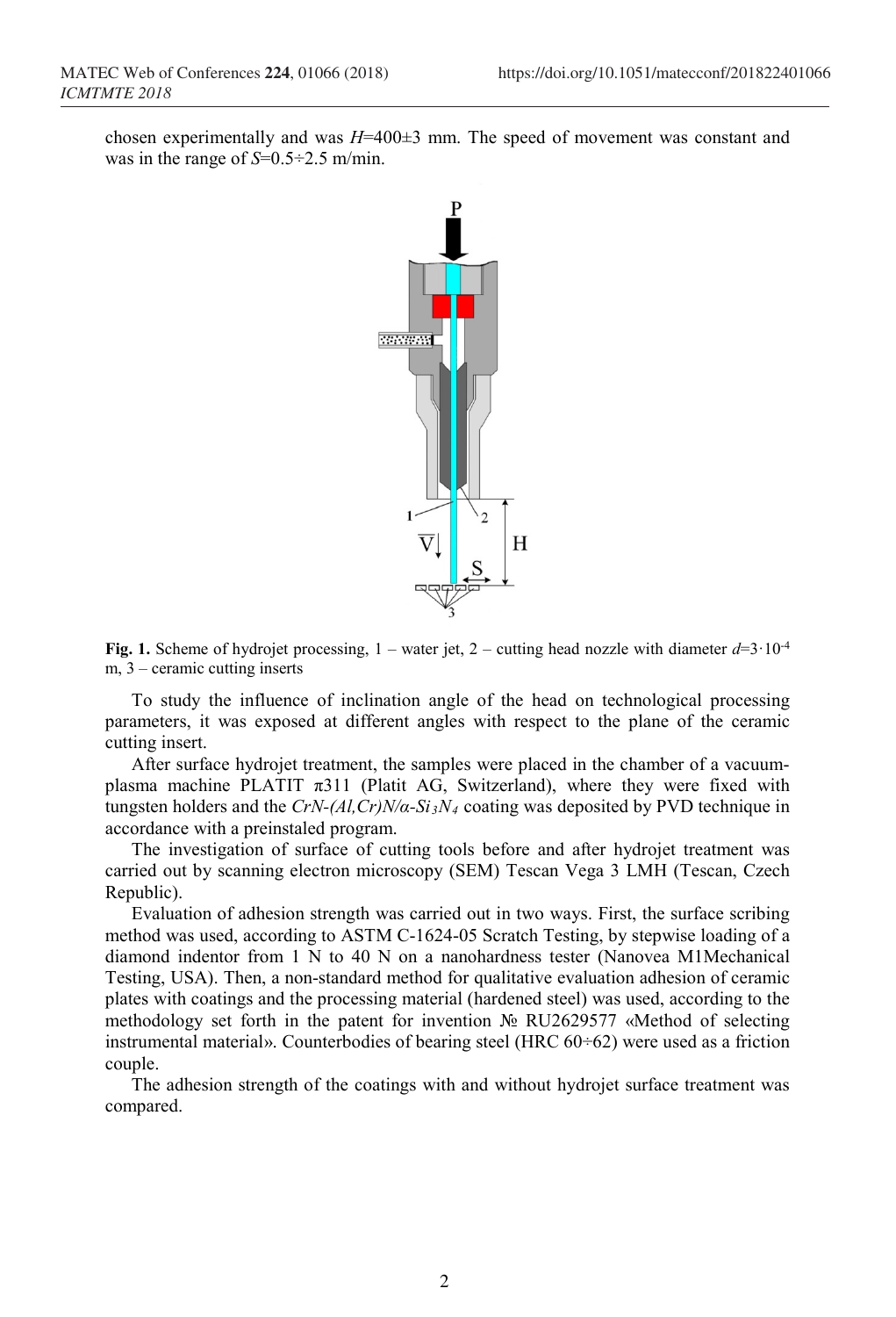chosen experimentally and was $H$=400±3 mm. The speed of movement was constant and was in the range of $S$=0.5÷2.5 m/min.

**Fig. 1.** Scheme of hydrojet processing, 1 – water jet, 2 – cutting head nozzle with diameter $d$=$3 \cdot 10^{-4}$ m, 3 – ceramic cutting inserts

To study the influence of inclination angle of the head on technological processing parameters, it was exposed at different angles with respect to the plane of the ceramic cutting insert.

After surface hydrojet treatment, the samples were placed in the chamber of a vacuum-plasma machine PLATIT π311 (Platit AG, Switzerland), where they were fixed with tungsten holders and the $CrN\text{-}(Al,Cr)N/\alpha\text{-}Si_3N_4$ coating was deposited by PVD technique in accordance with a preinstaled program.

The investigation of surface of cutting tools before and after hydrojet treatment was carried out by scanning electron microscopy (SEM) Tescan Vega 3 LMH (Tescan, Czech Republic).

Evaluation of adhesion strength was carried out in two ways. First, the surface scribing method was used, according to ASTM C-1624-05 Scratch Testing, by stepwise loading of a diamond indentor from 1 N to 40 N on a nanohardness tester (Nanovea M1Mechanical Testing, USA). Then, a non-standard method for qualitative evaluation adhesion of ceramic plates with coatings and the processing material (hardened steel) was used, according to the methodology set forth in the patent for invention № RU2629577 «Method of selecting instrumental material». Counterbodies of bearing steel (HRC 60÷62) were used as a friction couple.

The adhesion strength of the coatings with and without hydrojet surface treatment was compared.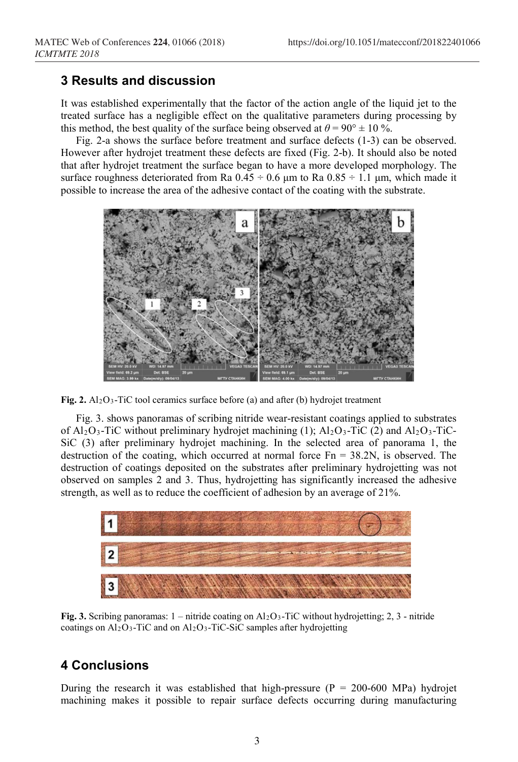## 3 Results and discussion

It was established experimentally that the factor of the action angle of the liquid jet to the treated surface has a negligible effect on the qualitative parameters during processing by this method, the best quality of the surface being observed at $\theta = 90° \pm 10$ %.

Fig. 2-a shows the surface before treatment and surface defects (1-3) can be observed. However after hydrojet treatment these defects are fixed (Fig. 2-b). It should also be noted that after hydrojet treatment the surface began to have a more developed morphology. The surface roughness deteriorated from Ra 0.45 ÷ 0.6 μm to Ra 0.85 ÷ 1.1 μm, which made it possible to increase the area of the adhesive contact of the coating with the substrate.

**Fig. 2.** $Al_2O_3$-TiC tool ceramics surface before (a) and after (b) hydrojet treatment

Fig. 3. shows panoramas of scribing nitride wear-resistant coatings applied to substrates of $Al_2O_3$-TiC without preliminary hydrojet machining (1); $Al_2O_3$-TiC (2) and $Al_2O_3$-TiC-SiC (3) after preliminary hydrojet machining. In the selected area of panorama 1, the destruction of the coating, which occurred at normal force Fn = 38.2N, is observed. The destruction of coatings deposited on the substrates after preliminary hydrojetting was not observed on samples 2 and 3. Thus, hydrojetting has significantly increased the adhesive strength, as well as to reduce the coefficient of adhesion by an average of 21%.

**Fig. 3.** Scribing panoramas: 1 – nitride coating on $Al_2O_3$-TiC without hydrojetting; 2, 3 - nitride coatings on $Al_2O_3$-TiC and on $Al_2O_3$-TiC-SiC samples after hydrojetting

## 4 Conclusions

During the research it was established that high-pressure (P = 200-600 MPa) hydrojet machining makes it possible to repair surface defects occurring during manufacturing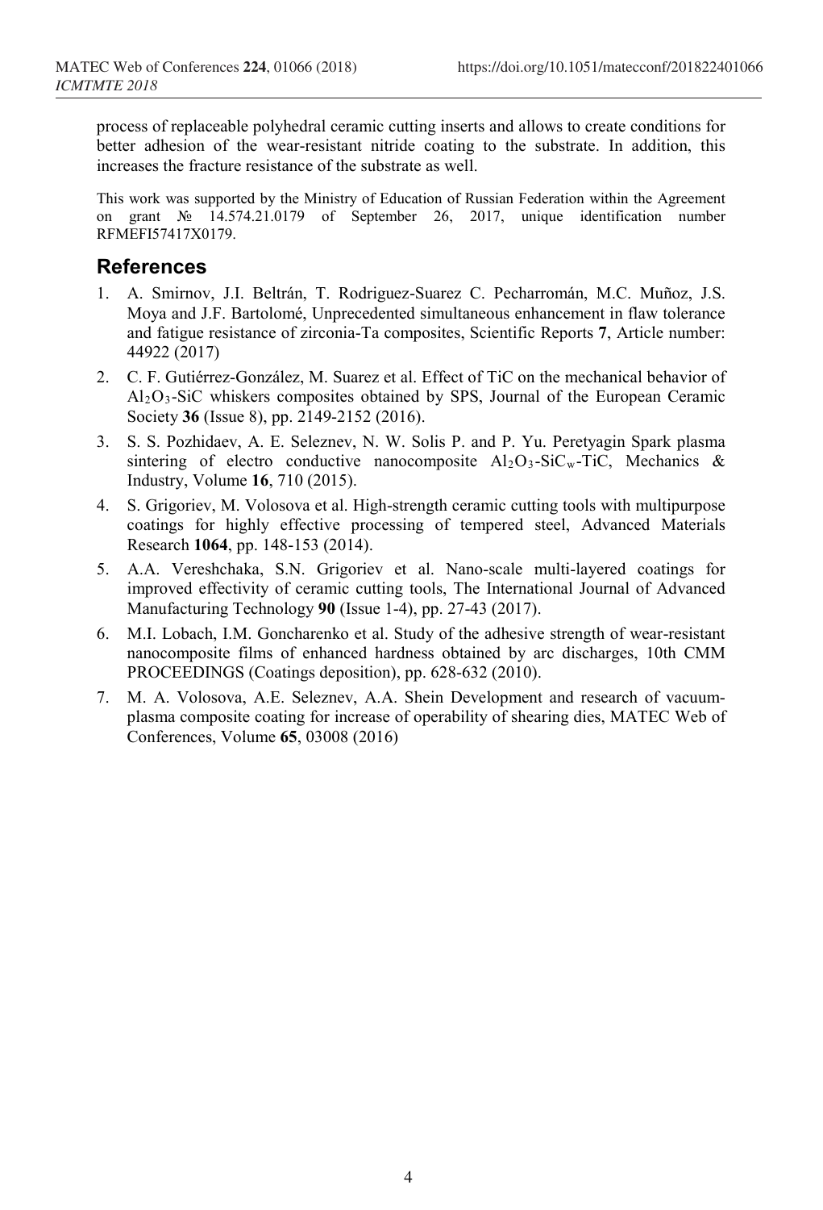process of replaceable polyhedral ceramic cutting inserts and allows to create conditions for better adhesion of the wear-resistant nitride coating to the substrate. In addition, this increases the fracture resistance of the substrate as well.

This work was supported by the Ministry of Education of Russian Federation within the Agreement on grant № 14.574.21.0179 of September 26, 2017, unique identification number RFMEFI57417X0179.

## References

1. A. Smirnov, J.I. Beltrán, T. Rodriguez-Suarez C. Pecharromán, M.C. Muñoz, J.S. Moya and J.F. Bartolomé, Unprecedented simultaneous enhancement in flaw tolerance and fatigue resistance of zirconia-Ta composites, Scientific Reports **7**, Article number: 44922 (2017)
2. C. F. Gutiérrez-González, M. Suarez et al. Effect of TiC on the mechanical behavior of $Al_2O_3$-SiC whiskers composites obtained by SPS, Journal of the European Ceramic Society **36** (Issue 8), pp. 2149-2152 (2016).
3. S. S. Pozhidaev, A. E. Seleznev, N. W. Solis P. and P. Yu. Peretyagin Spark plasma sintering of electro conductive nanocomposite $Al_2O_3$-$SiC_w$-TiC, Mechanics & Industry, Volume **16**, 710 (2015).
4. S. Grigoriev, M. Volosova et al. High-strength ceramic cutting tools with multipurpose coatings for highly effective processing of tempered steel, Advanced Materials Research **1064**, pp. 148-153 (2014).
5. A.A. Vereshchaka, S.N. Grigoriev et al. Nano-scale multi-layered coatings for improved effectivity of ceramic cutting tools, The International Journal of Advanced Manufacturing Technology **90** (Issue 1-4), pp. 27-43 (2017).
6. M.I. Lobach, I.M. Goncharenko et al. Study of the adhesive strength of wear-resistant nanocomposite films of enhanced hardness obtained by arc discharges, 10th CMM PROCEEDINGS (Coatings deposition), pp. 628-632 (2010).
7. M. A. Volosova, A.E. Seleznev, A.A. Shein Development and research of vacuum-plasma composite coating for increase of operability of shearing dies, MATEC Web of Conferences, Volume **65**, 03008 (2016)